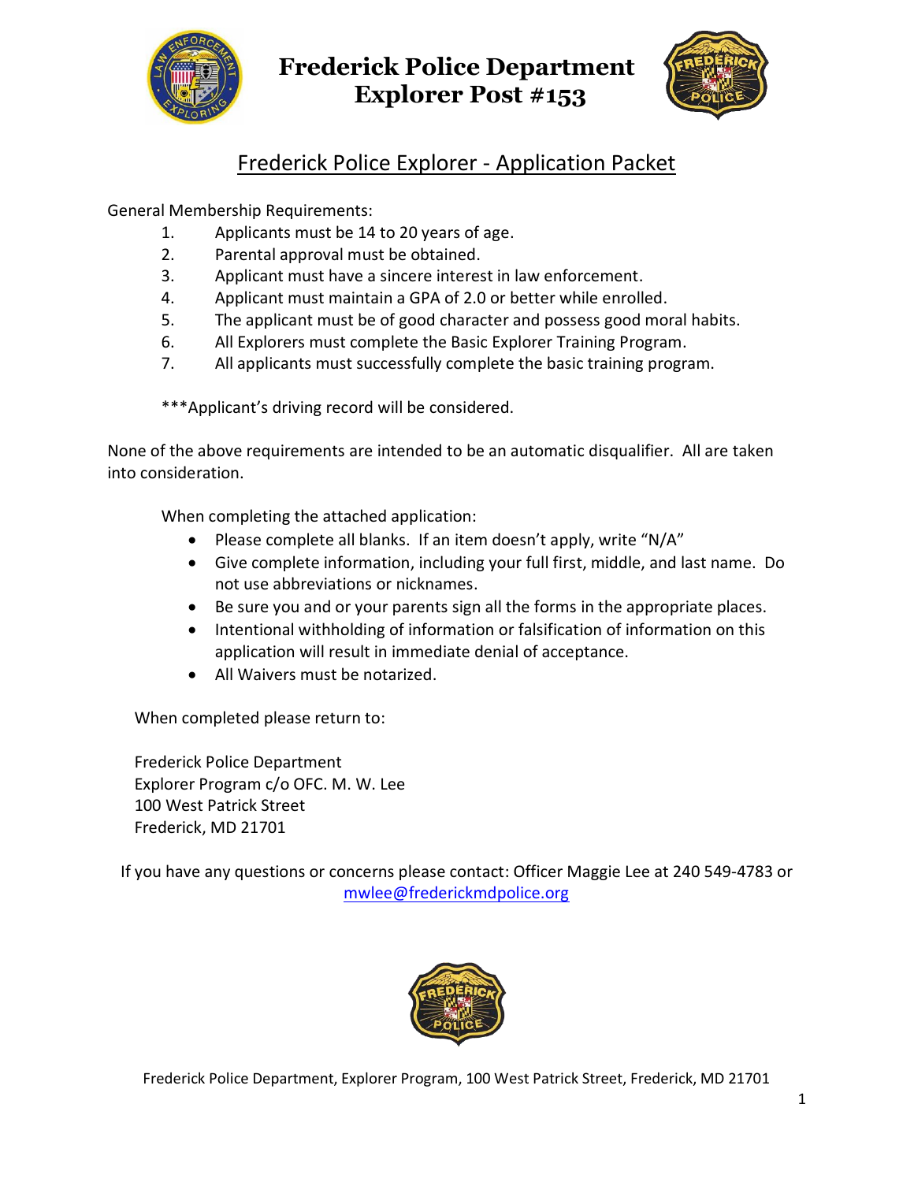# Frederick Police Department Explorer Post #153

## Frederick Police Explorer - Application Packet

General Membership Requirements:

1. Applicants must be 14 to 20 years of age.
2. Parental approval must be obtained.
3. Applicant must have a sincere interest in law enforcement.
4. Applicant must maintain a GPA of 2.0 or better while enrolled.
5. The applicant must be of good character and possess good moral habits.
6. All Explorers must complete the Basic Explorer Training Program.
7. All applicants must successfully complete the basic training program.

***Applicant's driving record will be considered.

None of the above requirements are intended to be an automatic disqualifier. All are taken into consideration.

When completing the attached application:

- Please complete all blanks. If an item doesn't apply, write "N/A"
- Give complete information, including your full first, middle, and last name. Do not use abbreviations or nicknames.
- Be sure you and or your parents sign all the forms in the appropriate places.
- Intentional withholding of information or falsification of information on this application will result in immediate denial of acceptance.
- All Waivers must be notarized.

When completed please return to:

Frederick Police Department
Explorer Program c/o OFC. M. W. Lee
100 West Patrick Street
Frederick, MD 21701

If you have any questions or concerns please contact: Officer Maggie Lee at 240 549-4783 or mwlee@frederickmdpolice.org

Frederick Police Department, Explorer Program, 100 West Patrick Street, Frederick, MD 21701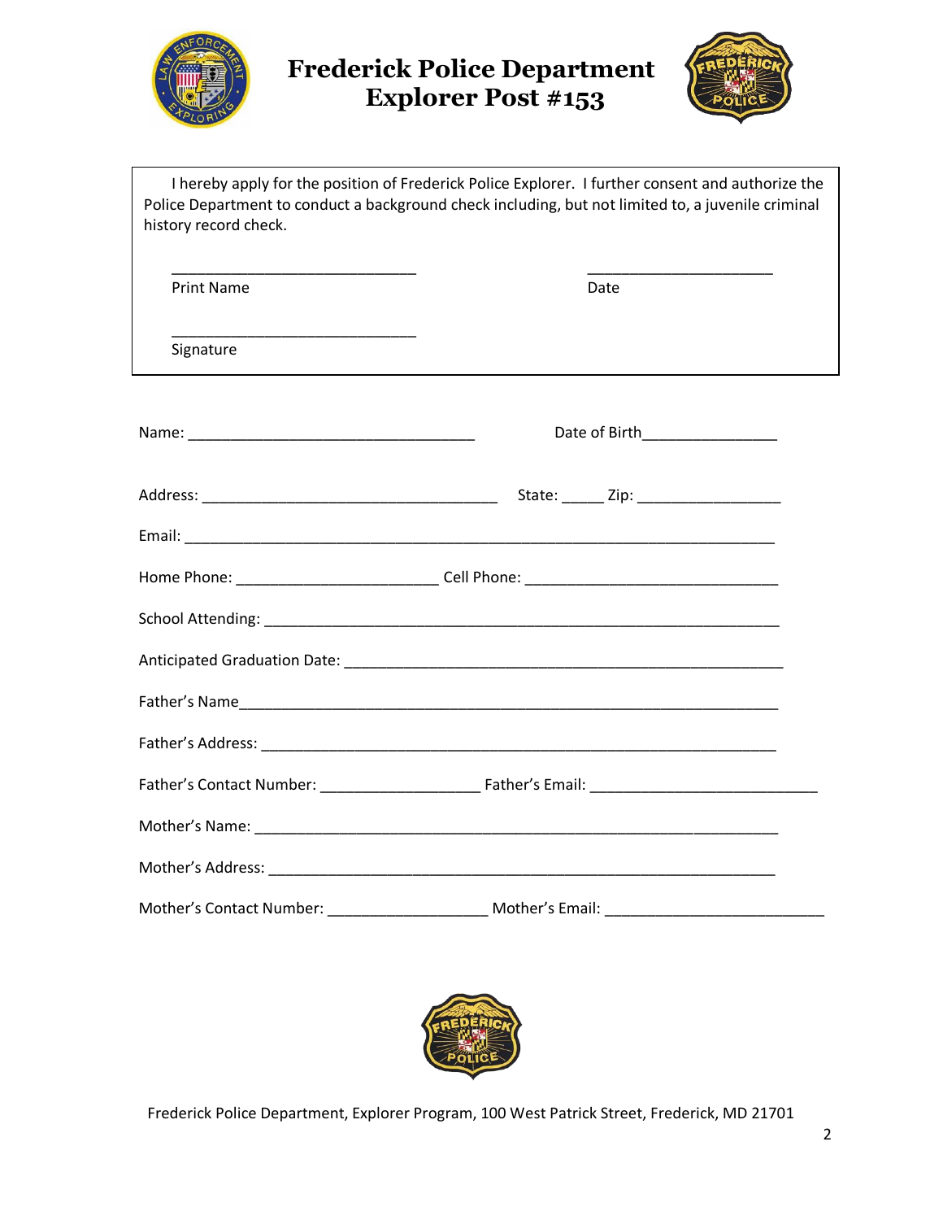# Frederick Police Department
# Explorer Post #153

I hereby apply for the position of Frederick Police Explorer. I further consent and authorize the Police Department to conduct a background check including, but not limited to, a juvenile criminal history record check.

______________________________ Print Name

______________________ Date

______________________________ Signature

Name: __________________________________ Date of Birth________________

Address: ___________________________________ State: _____ Zip: _________________

Email: ______________________________________________________________________

Home Phone: ________________________ Cell Phone: ______________________________

School Attending: ______________________________________________________________

Anticipated Graduation Date: ____________________________________________________

Father's Name_________________________________________________________________

Father's Address: ______________________________________________________________

Father's Contact Number: ___________________ Father's Email: ___________________________

Mother's Name: _______________________________________________________________

Mother's Address: ______________________________________________________________

Mother's Contact Number: ___________________ Mother's Email: __________________________

Frederick Police Department, Explorer Program, 100 West Patrick Street, Frederick, MD 21701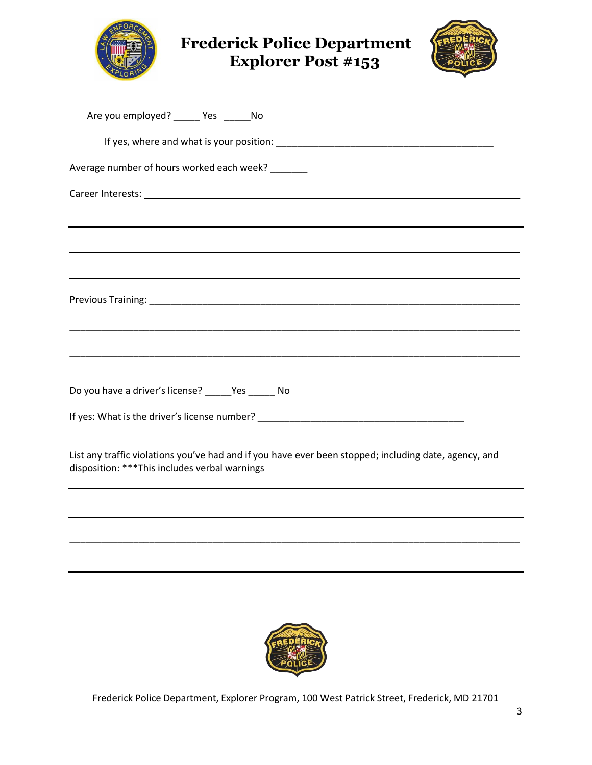# Frederick Police Department Explorer Post #153

Are you employed? _____ Yes _____No

If yes, where and what is your position: ________________________________________

Average number of hours worked each week? _______

Career Interests: ___________________________________________________________________

_____________________________________________________________________________

_____________________________________________________________________________

_____________________________________________________________________________

Previous Training: ___________________________________________________________________

_____________________________________________________________________________

_____________________________________________________________________________

Do you have a driver's license? _____Yes _____ No

If yes: What is the driver's license number? ______________________________________

List any traffic violations you've had and if you have ever been stopped; including date, agency, and disposition: ***This includes verbal warnings

_____________________________________________________________________________

_____________________________________________________________________________

_____________________________________________________________________________

_____________________________________________________________________________

Frederick Police Department, Explorer Program, 100 West Patrick Street, Frederick, MD 21701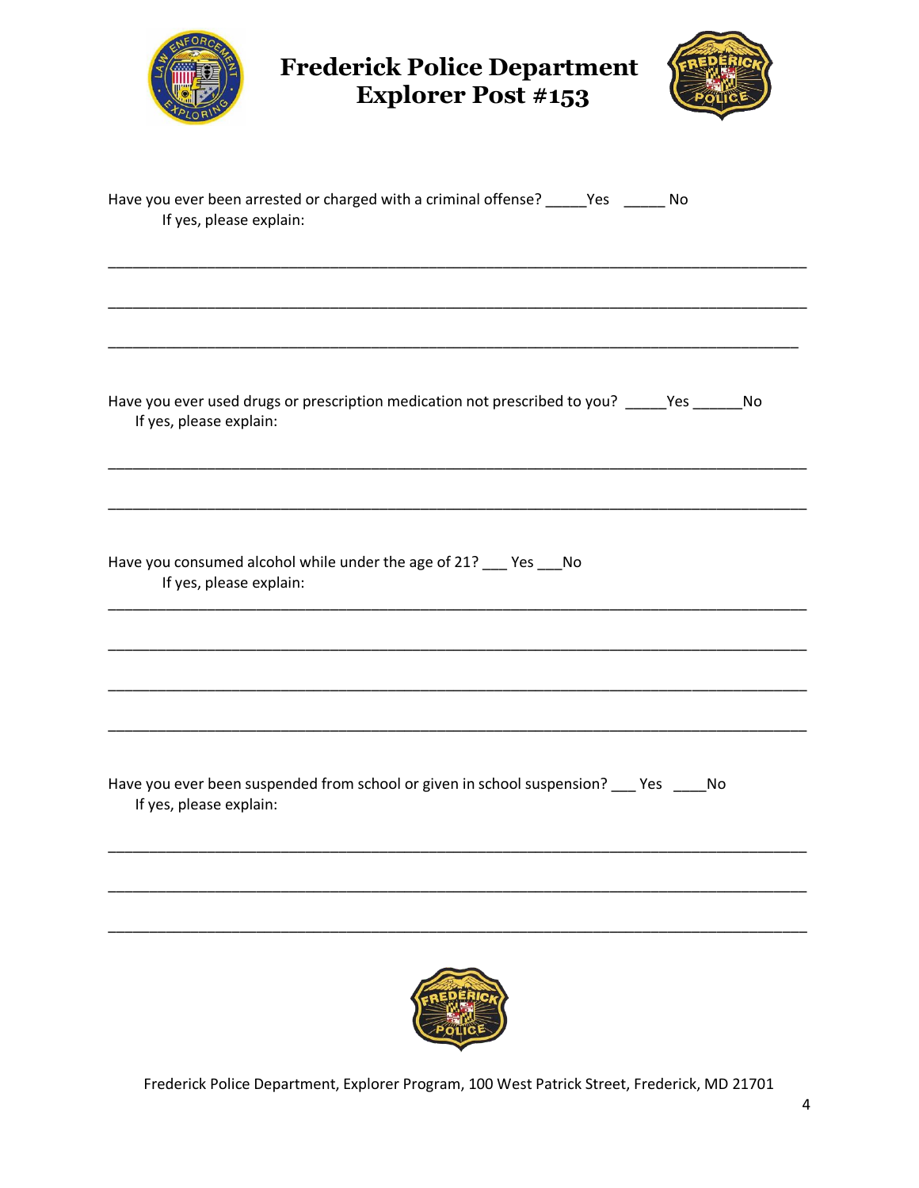# Frederick Police Department Explorer Post #153

Have you ever been arrested or charged with a criminal offense? _____Yes _____ No

If yes, please explain:

_______________________________________________________________________________

_______________________________________________________________________________

_______________________________________________________________________________

Have you ever used drugs or prescription medication not prescribed to you? _____Yes ______No

If yes, please explain:

_______________________________________________________________________________

_______________________________________________________________________________

Have you consumed alcohol while under the age of 21? ___ Yes ___No

If yes, please explain:

_______________________________________________________________________________

_______________________________________________________________________________

_______________________________________________________________________________

_______________________________________________________________________________

Have you ever been suspended from school or given in school suspension? ___ Yes ____No

If yes, please explain:

_______________________________________________________________________________

_______________________________________________________________________________

_______________________________________________________________________________

Frederick Police Department, Explorer Program, 100 West Patrick Street, Frederick, MD 21701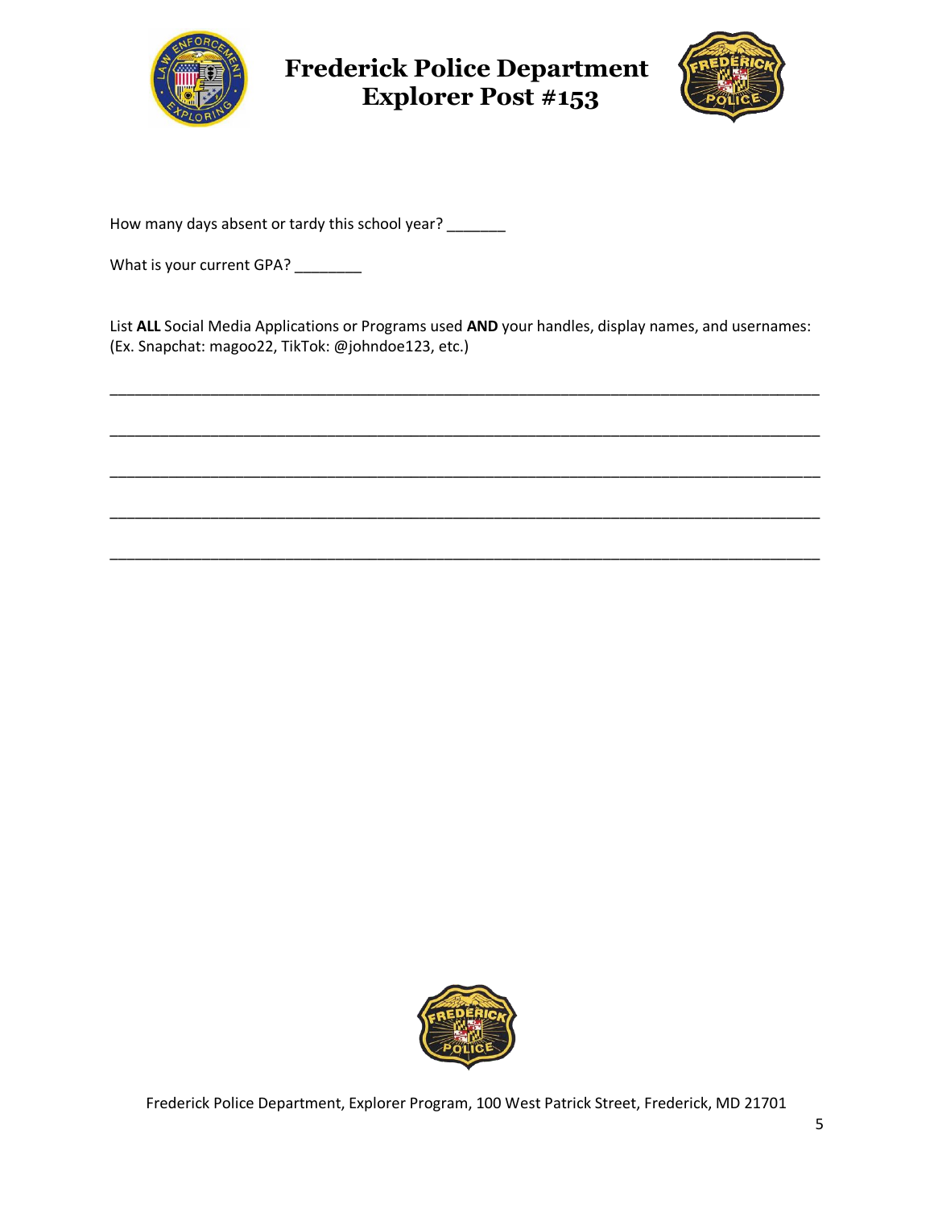# Frederick Police Department
# Explorer Post #153

How many days absent or tardy this school year? _______

What is your current GPA? ________

List **ALL** Social Media Applications or Programs used **AND** your handles, display names, and usernames: (Ex. Snapchat: magoo22, TikTok: @johndoe123, etc.)

_______________________________________________________________________________

_______________________________________________________________________________

_______________________________________________________________________________

_______________________________________________________________________________

_______________________________________________________________________________

Frederick Police Department, Explorer Program, 100 West Patrick Street, Frederick, MD 21701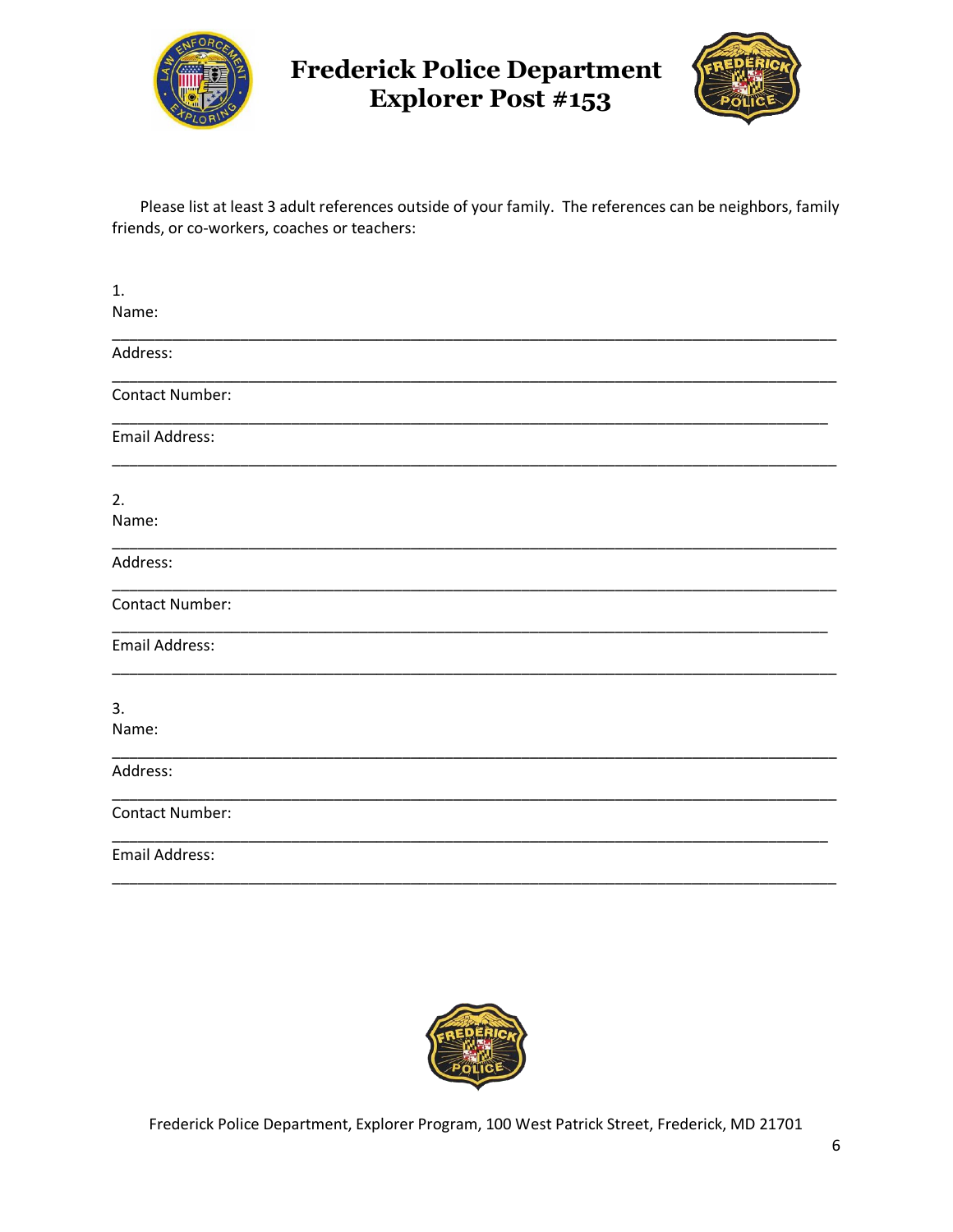# Frederick Police Department Explorer Post #153

Please list at least 3 adult references outside of your family. The references can be neighbors, family friends, or co-workers, coaches or teachers:

1.
Name:
_______________________________________________________________________________

Address:
_______________________________________________________________________________

Contact Number:
_______________________________________________________________________________

Email Address:
_______________________________________________________________________________

2.
Name:
_______________________________________________________________________________

Address:
_______________________________________________________________________________

Contact Number:
_______________________________________________________________________________

Email Address:
_______________________________________________________________________________

3.
Name:
_______________________________________________________________________________

Address:
_______________________________________________________________________________

Contact Number:
_______________________________________________________________________________

Email Address:
_______________________________________________________________________________

Frederick Police Department, Explorer Program, 100 West Patrick Street, Frederick, MD 21701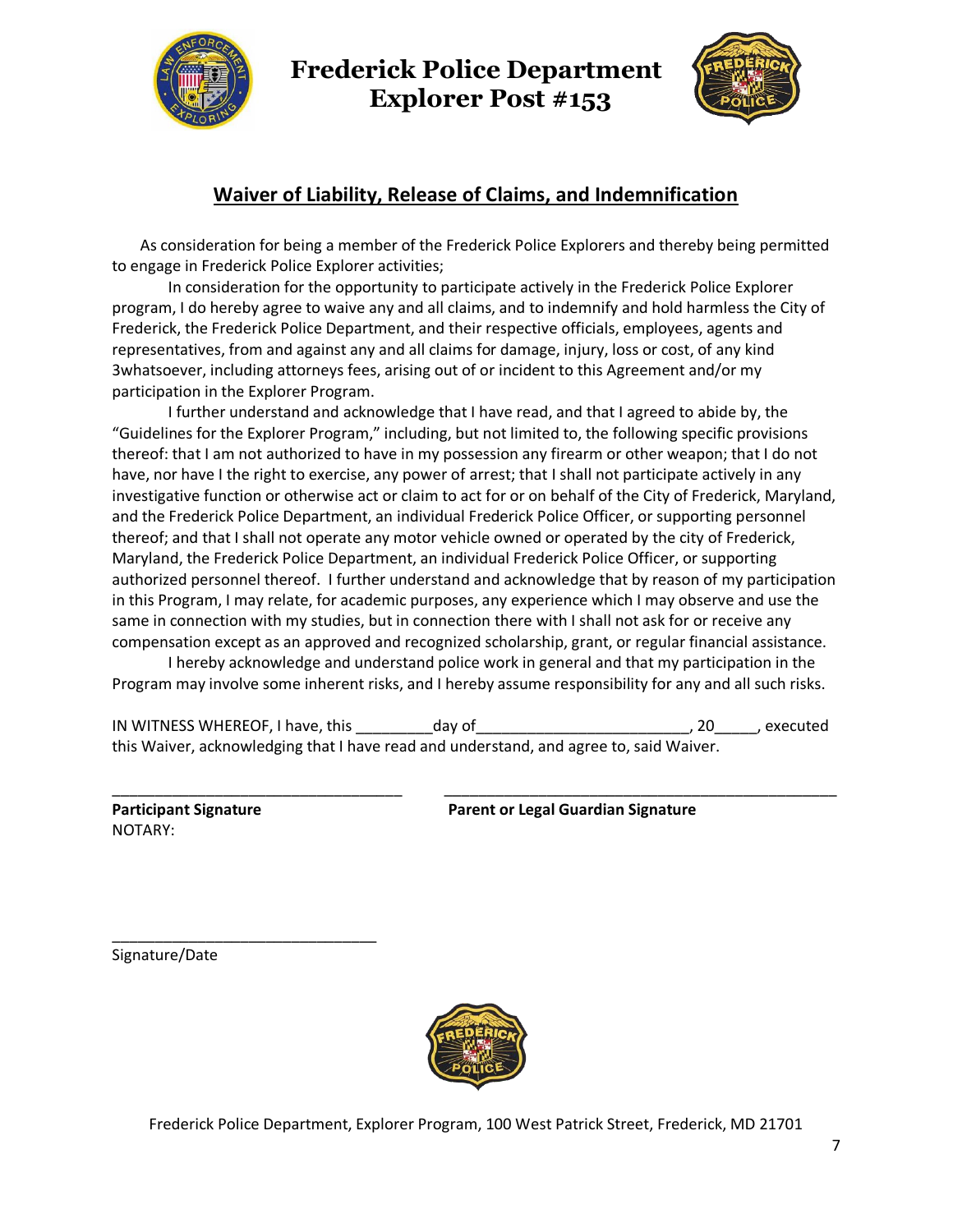# Frederick Police Department
# Explorer Post #153

## Waiver of Liability, Release of Claims, and Indemnification

As consideration for being a member of the Frederick Police Explorers and thereby being permitted to engage in Frederick Police Explorer activities;

In consideration for the opportunity to participate actively in the Frederick Police Explorer program, I do hereby agree to waive any and all claims, and to indemnify and hold harmless the City of Frederick, the Frederick Police Department, and their respective officials, employees, agents and representatives, from and against any and all claims for damage, injury, loss or cost, of any kind 3whatsoever, including attorneys fees, arising out of or incident to this Agreement and/or my participation in the Explorer Program.

I further understand and acknowledge that I have read, and that I agreed to abide by, the "Guidelines for the Explorer Program," including, but not limited to, the following specific provisions thereof: that I am not authorized to have in my possession any firearm or other weapon; that I do not have, nor have I the right to exercise, any power of arrest; that I shall not participate actively in any investigative function or otherwise act or claim to act for or on behalf of the City of Frederick, Maryland, and the Frederick Police Department, an individual Frederick Police Officer, or supporting personnel thereof; and that I shall not operate any motor vehicle owned or operated by the city of Frederick, Maryland, the Frederick Police Department, an individual Frederick Police Officer, or supporting authorized personnel thereof. I further understand and acknowledge that by reason of my participation in this Program, I may relate, for academic purposes, any experience which I may observe and use the same in connection with my studies, but in connection there with I shall not ask for or receive any compensation except as an approved and recognized scholarship, grant, or regular financial assistance.

I hereby acknowledge and understand police work in general and that my participation in the Program may involve some inherent risks, and I hereby assume responsibility for any and all such risks.

IN WITNESS WHEREOF, I have, this _________day of_________________________, 20_____, executed this Waiver, acknowledging that I have read and understand, and agree to, said Waiver.

__________________________________ ______________________________________________

**Participant Signature** **Parent or Legal Guardian Signature**

NOTARY:

_______________________________

Signature/Date

Frederick Police Department, Explorer Program, 100 West Patrick Street, Frederick, MD 21701